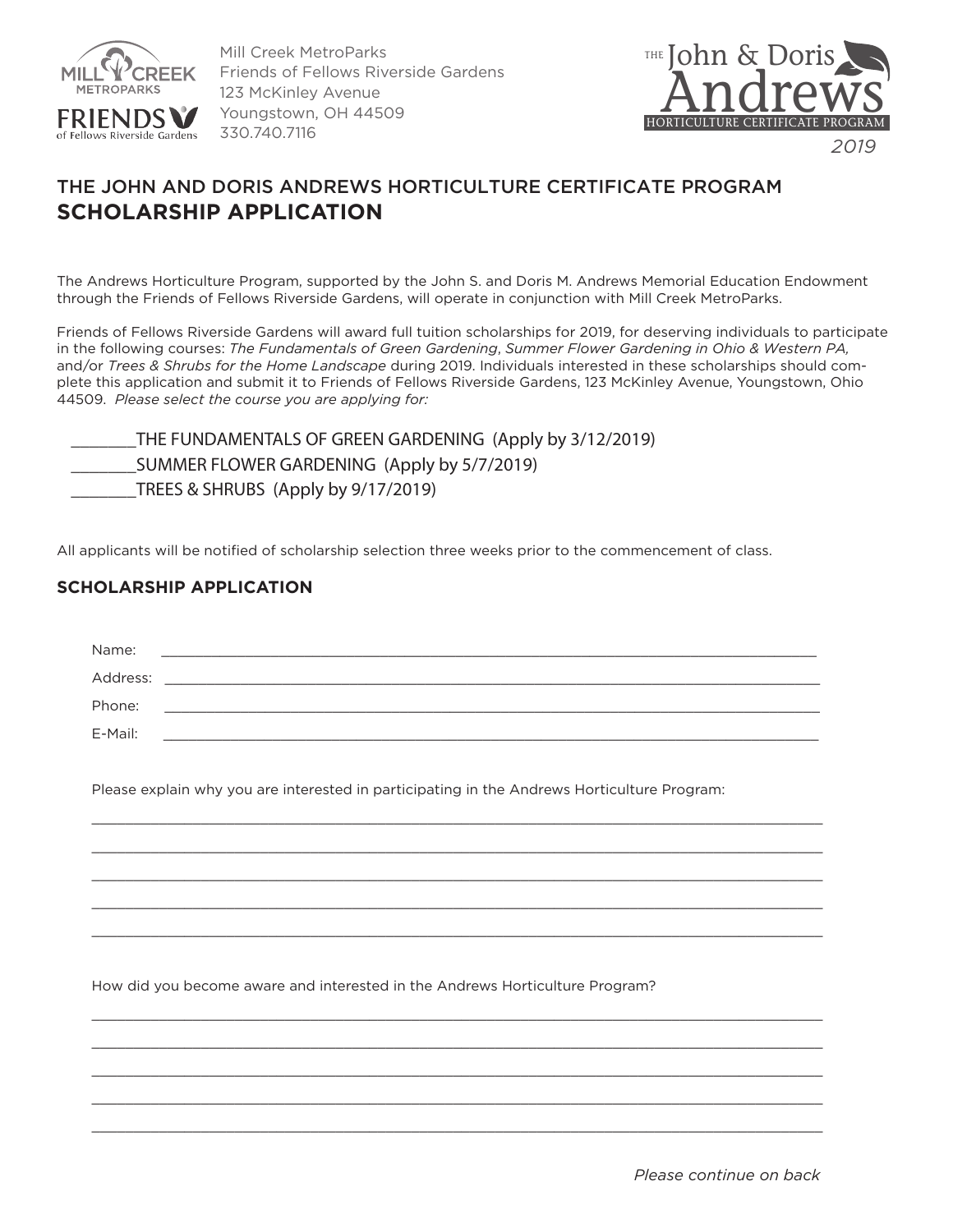Mill Creek MetroParks
Friends of Fellows Riverside Gardens
123 McKinley Avenue
Youngstown, OH 44509
330.740.7116

THE John & Doris Andrews
HORTICULTURE CERTIFICATE PROGRAM
2019

## THE JOHN AND DORIS ANDREWS HORTICULTURE CERTIFICATE PROGRAM
# SCHOLARSHIP APPLICATION

The Andrews Horticulture Program, supported by the John S. and Doris M. Andrews Memorial Education Endowment through the Friends of Fellows Riverside Gardens, will operate in conjunction with Mill Creek MetroParks.

Friends of Fellows Riverside Gardens will award full tuition scholarships for 2019, for deserving individuals to participate in the following courses: *The Fundamentals of Green Gardening*, *Summer Flower Gardening in Ohio & Western PA,* and/or *Trees & Shrubs for the Home Landscape* during 2019. Individuals interested in these scholarships should complete this application and submit it to Friends of Fellows Riverside Gardens, 123 McKinley Avenue, Youngstown, Ohio 44509. *Please select the course you are applying for:*

________THE FUNDAMENTALS OF GREEN GARDENING (Apply by 3/12/2019)
________SUMMER FLOWER GARDENING (Apply by 5/7/2019)
________TREES & SHRUBS (Apply by 9/17/2019)

All applicants will be notified of scholarship selection three weeks prior to the commencement of class.

## SCHOLARSHIP APPLICATION

Name: ____________________________________________

Address: ____________________________________________

Phone: ____________________________________________

E-Mail: ____________________________________________

Please explain why you are interested in participating in the Andrews Horticulture Program:

____________________________________________
____________________________________________
____________________________________________
____________________________________________
____________________________________________

How did you become aware and interested in the Andrews Horticulture Program?

____________________________________________
____________________________________________
____________________________________________
____________________________________________
____________________________________________

*Please continue on back*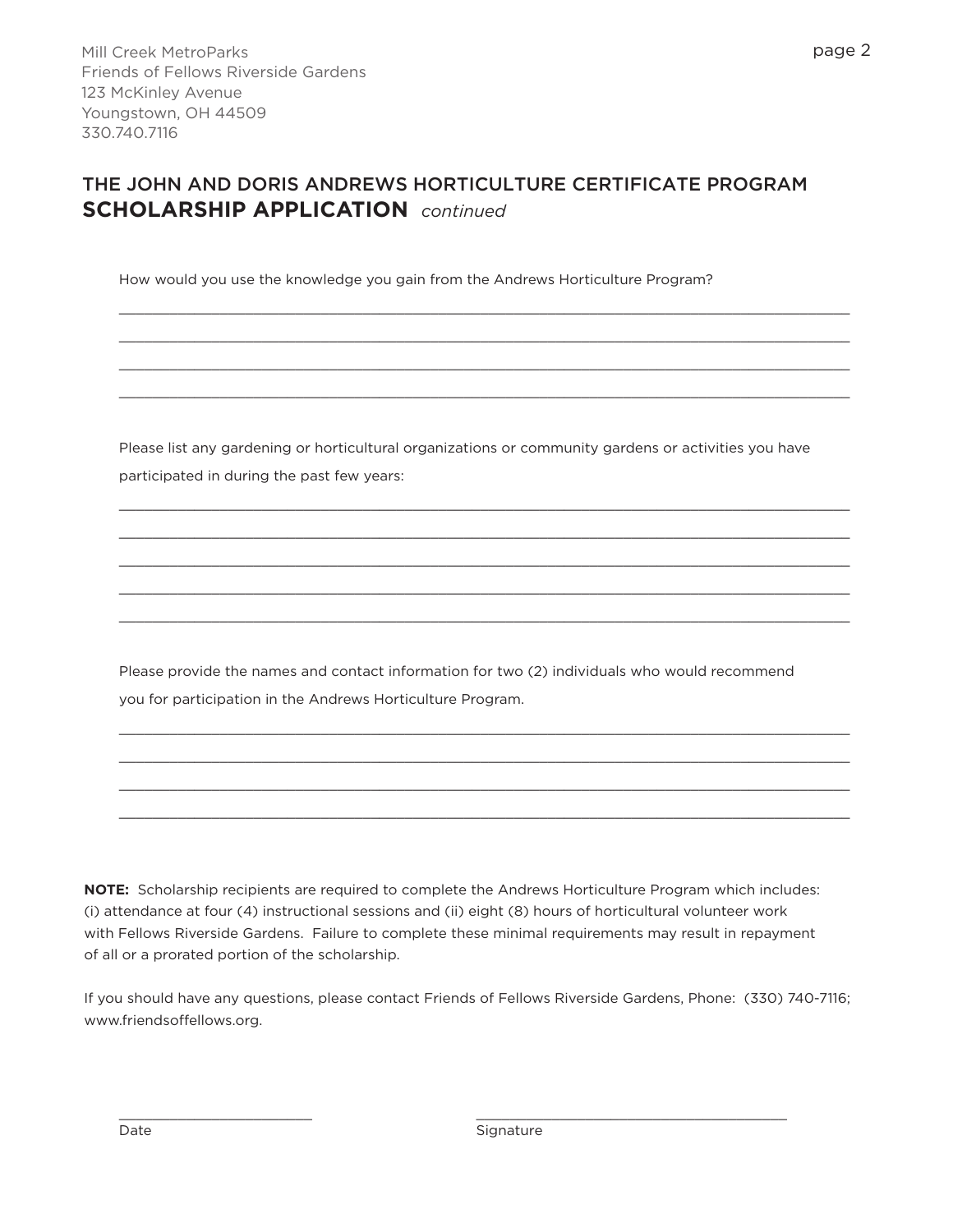Mill Creek MetroParks
Friends of Fellows Riverside Gardens
123 McKinley Avenue
Youngstown, OH 44509
330.740.7116

## THE JOHN AND DORIS ANDREWS HORTICULTURE CERTIFICATE PROGRAM

## SCHOLARSHIP APPLICATION *continued*

How would you use the knowledge you gain from the Andrews Horticulture Program?

______________________________________________________________________________

______________________________________________________________________________

______________________________________________________________________________

______________________________________________________________________________

Please list any gardening or horticultural organizations or community gardens or activities you have participated in during the past few years:

______________________________________________________________________________

______________________________________________________________________________

______________________________________________________________________________

______________________________________________________________________________

______________________________________________________________________________

Please provide the names and contact information for two (2) individuals who would recommend you for participation in the Andrews Horticulture Program.

______________________________________________________________________________

______________________________________________________________________________

______________________________________________________________________________

______________________________________________________________________________

**NOTE:** Scholarship recipients are required to complete the Andrews Horticulture Program which includes: (i) attendance at four (4) instructional sessions and (ii) eight (8) hours of horticultural volunteer work with Fellows Riverside Gardens. Failure to complete these minimal requirements may result in repayment of all or a prorated portion of the scholarship.

If you should have any questions, please contact Friends of Fellows Riverside Gardens, Phone: (330) 740-7116; www.friendsoffellows.org.

________________________          ________________________________________

Date                                                    Signature